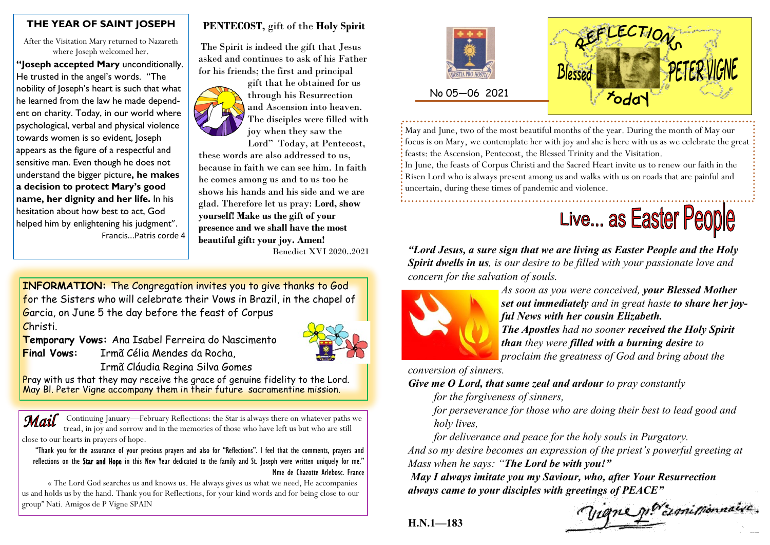## THE YEAR OF SAINT JOSEPH

After the Visitation Mary returned to Nazareth where Joseph welcomed her.

**"Joseph accepted Mary** unconditionally. He trusted in the angel's words. "The nobility of Joseph's heart is such that what he learned from the law he made dependent on charity. Today, in our world where psychological, verbal and physical violence towards women is so evident, Joseph appears as the figure of a respectful and sensitive man. Even though he does not understand the bigger picture**, he makes a decision to protect Mary's good name, her dignity and her life.** In his hesitation about how best to act, God helped him by enlightening his judgment".

Francis...Patris corde 4

## PENTECOST, gift of the Holy Spirit

The Spirit is indeed the gift that Jesus asked and continues to ask of his Father for his friends; the first and principal gift that he obtained for us through his Resurrection and Ascension into heaven. The disciples were filled with joy when they saw the Lord" Today, at Pentecost, these words are also addressed to us, because in faith we can see him. In faith he comes among us and to us too he shows his hands and his side and we are glad. Therefore let us pray: **Lord, show yourself! Make us the gift of your presence and we shall have the most beautiful gift: your joy. Amen!**

Benedict XVI 2020..2021

**INFORMATION:** The Congregation invites you to give thanks to God for the Sisters who will celebrate their Vows in Brazil, in the chapel of Garcia, on June 5 the day before the feast of Corpus Christi.

**Temporary Vows:** Ana Isabel Ferreira do Nascimento

**Final Vows:** Irmã Célia Mendes da Rocha,
Irmã Cláudia Regina Silva Gomes

Pray with us that they may receive the grace of genuine fidelity to the Lord. May Bl. Peter Vigne accompany them in their future sacramentine mission.

***Mail*** Continuing January—February Reflections: the Star is always there on whatever paths we tread, in joy and sorrow and in the memories of those who have left us but who are still close to our hearts in prayers of hope.

"Thank you for the assurance of your precious prayers and also for "Reflections". I feel that the comments, prayers and reflections on the **Star and Hope** in this New Year dedicated to the family and St. Joseph were written uniquely for me."

Mme de Chazotte Arlebosc. France

« The Lord God searches us and knows us. He always gives us what we need, He accompanies us and holds us by the hand. Thank you for Reflections, for your kind words and for being close to our group" Nati. Amigos de P Vigne SPAIN

HOSTIA PRO HOSTIA

No 05—06 2021

# REFLECTIONS Blessed PETER VIGNE today

May and June, two of the most beautiful months of the year. During the month of May our focus is on Mary, we contemplate her with joy and she is here with us as we celebrate the great feasts: the Ascension, Pentecost, the Blessed Trinity and the Visitation.

In June, the feasts of Corpus Christi and the Sacred Heart invite us to renew our faith in the Risen Lord who is always present among us and walks with us on roads that are painful and uncertain, during these times of pandemic and violence.

# Live... as Easter People

***"Lord Jesus, a sure sign that we are living as Easter People and the Holy Spirit dwells in us**, is our desire to be filled with your passionate love and concern for the salvation of souls.*

*As soon as you were conceived, **your Blessed Mother set out immediately** and in great haste **to share her joyful News with her cousin Elizabeth.***

***The Apostles** had no sooner **received the Holy Spirit than** they were **filled with a burning desire** to proclaim the greatness of God and bring about the conversion of sinners.*

***Give me O Lord, that same zeal and ardour** to pray constantly*

*for the forgiveness of sinners,*

*for perseverance for those who are doing their best to lead good and holy lives,*

*for deliverance and peace for the holy souls in Purgatory.*

*And so my desire becomes an expression of the priest's powerful greeting at Mass when he says: "**The Lord be with you!"***

***May I always imitate you my Saviour, who, after Your Resurrection always came to your disciples with greetings of PEACE"***

Vigne ptre missionnaire.

**H.N.1—183**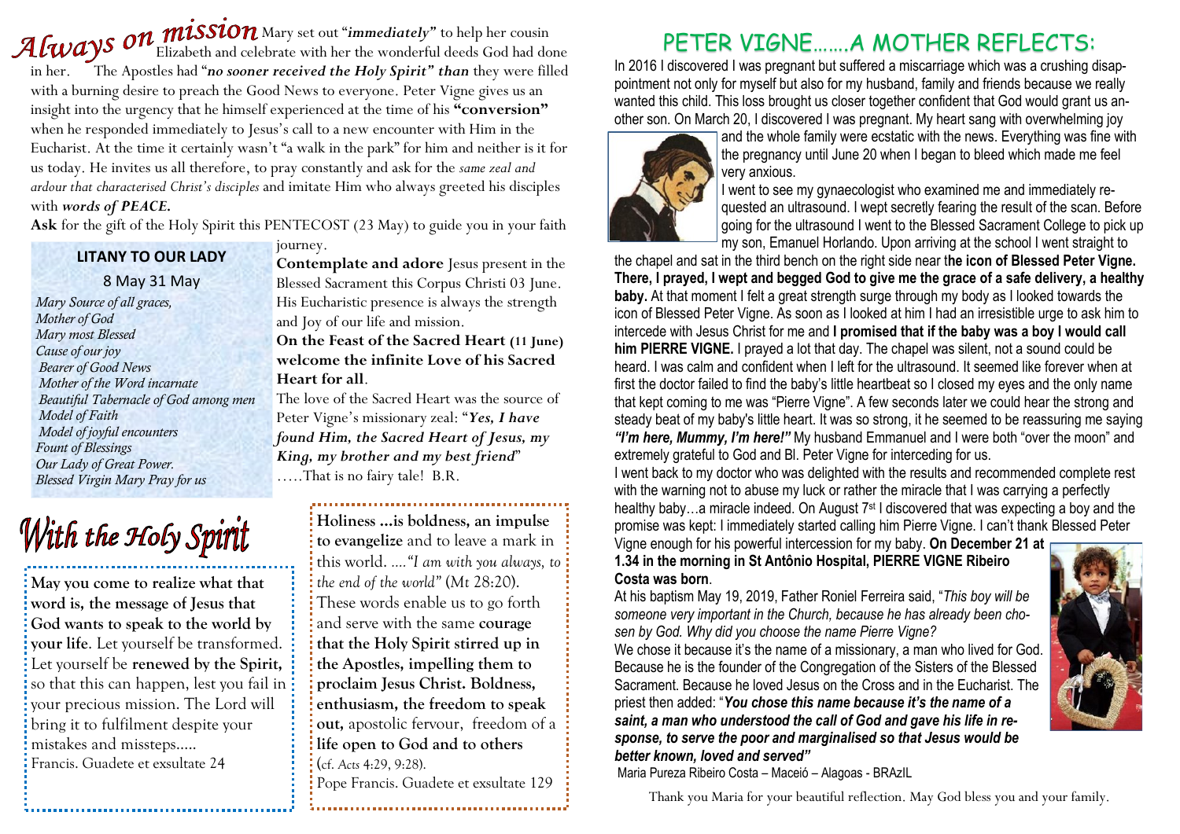# *Always on mission*

Mary set out "***immediately***" to help her cousin Elizabeth and celebrate with her the wonderful deeds God had done in her. The Apostles had "***no sooner received the Holy Spirit" than*** they were filled with a burning desire to preach the Good News to everyone. Peter Vigne gives us an insight into the urgency that he himself experienced at the time of his **"conversion"** when he responded immediately to Jesus's call to a new encounter with Him in the Eucharist. At the time it certainly wasn't "a walk in the park" for him and neither is it for us today. He invites us all therefore, to pray constantly and ask for the *same zeal and ardour that characterised Christ's disciples* and imitate Him who always greeted his disciples with ***words of PEACE.***

**Ask** for the gift of the Holy Spirit this PENTECOST (23 May) to guide you in your faith journey.

**LITANY TO OUR LADY**

8 May 31 May

*Mary Source of all graces,*
*Mother of God*
*Mary most Blessed*
*Cause of our joy*
*Bearer of Good News*
*Mother of the Word incarnate*
*Beautiful Tabernacle of God among men*
*Model of Faith*
*Model of joyful encounters*
*Fount of Blessings*
*Our Lady of Great Power.*
*Blessed Virgin Mary Pray for us*

**Contemplate and adore** Jesus present in the Blessed Sacrament this Corpus Christi 03 June. His Eucharistic presence is always the strength and Joy of our life and mission.

**On the Feast of the Sacred Heart (11 June) welcome the infinite Love of his Sacred Heart for all**.

The love of the Sacred Heart was the source of Peter Vigne's missionary zeal: "***Yes, I have found Him, the Sacred Heart of Jesus, my King, my brother and my best friend***" …..That is no fairy tale! B.R.

# *With the Holy Spirit*

**May you come to realize what that word is, the message of Jesus that God wants to speak to the world by your life**. Let yourself be transformed. Let yourself be **renewed by the Spirit,** so that this can happen, lest you fail in your precious mission. The Lord will bring it to fulfilment despite your mistakes and missteps…..
Francis. Guadete et exsultate 24

**Holiness …is boldness, an impulse to evangelize** and to leave a mark in this world. *…."I am with you always, to the end of the world"* (Mt 28:20). These words enable us to go forth and serve with the same **courage that the Holy Spirit stirred up in the Apostles, impelling them to proclaim Jesus Christ. Boldness, enthusiasm, the freedom to speak out,** apostolic fervour, freedom of a **life open to God and to others** (cf. *Acts* 4:29, 9:28).
Pope Francis. Guadete et exsultate 129

# PETER VIGNE…….A MOTHER REFLECTS:

In 2016 I discovered I was pregnant but suffered a miscarriage which was a crushing disappointment not only for myself but also for my husband, family and friends because we really wanted this child. This loss brought us closer together confident that God would grant us another son. On March 20, I discovered I was pregnant. My heart sang with overwhelming joy and the whole family were ecstatic with the news. Everything was fine with the pregnancy until June 20 when I began to bleed which made me feel very anxious.

I went to see my gynaecologist who examined me and immediately requested an ultrasound. I wept secretly fearing the result of the scan. Before going for the ultrasound I went to the Blessed Sacrament College to pick up my son, Emanuel Horlando. Upon arriving at the school I went straight to the chapel and sat in the third bench on the right side near t**he icon of Blessed Peter Vigne. There, I prayed, I wept and begged God to give me the grace of a safe delivery, a healthy baby.** At that moment I felt a great strength surge through my body as I looked towards the icon of Blessed Peter Vigne. As soon as I looked at him I had an irresistible urge to ask him to intercede with Jesus Christ for me and **I promised that if the baby was a boy I would call him PIERRE VIGNE.** I prayed a lot that day. The chapel was silent, not a sound could be heard. I was calm and confident when I left for the ultrasound. It seemed like forever when at first the doctor failed to find the baby's little heartbeat so I closed my eyes and the only name that kept coming to me was "Pierre Vigne". A few seconds later we could hear the strong and steady beat of my baby's little heart. It was so strong, it he seemed to be reassuring me saying ***"I'm here, Mummy, I'm here!"*** My husband Emmanuel and I were both "over the moon" and extremely grateful to God and Bl. Peter Vigne for interceding for us.

I went back to my doctor who was delighted with the results and recommended complete rest with the warning not to abuse my luck or rather the miracle that I was carrying a perfectly healthy baby…a miracle indeed. On August 7st I discovered that was expecting a boy and the promise was kept: I immediately started calling him Pierre Vigne. I can't thank Blessed Peter Vigne enough for his powerful intercession for my baby. **On December 21 at 1.34 in the morning in St Antônio Hospital, PIERRE VIGNE Ribeiro Costa was born**.

At his baptism May 19, 2019, Father Roniel Ferreira said, "*This boy will be someone very important in the Church, because he has already been chosen by God. Why did you choose the name Pierre Vigne?*

We chose it because it's the name of a missionary, a man who lived for God. Because he is the founder of the Congregation of the Sisters of the Blessed Sacrament. Because he loved Jesus on the Cross and in the Eucharist. The priest then added: "***You chose this name because it's the name of a saint, a man who understood the call of God and gave his life in response, to serve the poor and marginalised so that Jesus would be better known, loved and served"***

Maria Pureza Ribeiro Costa – Maceió – Alagoas - BRAzIL

Thank you Maria for your beautiful reflection. May God bless you and your family.